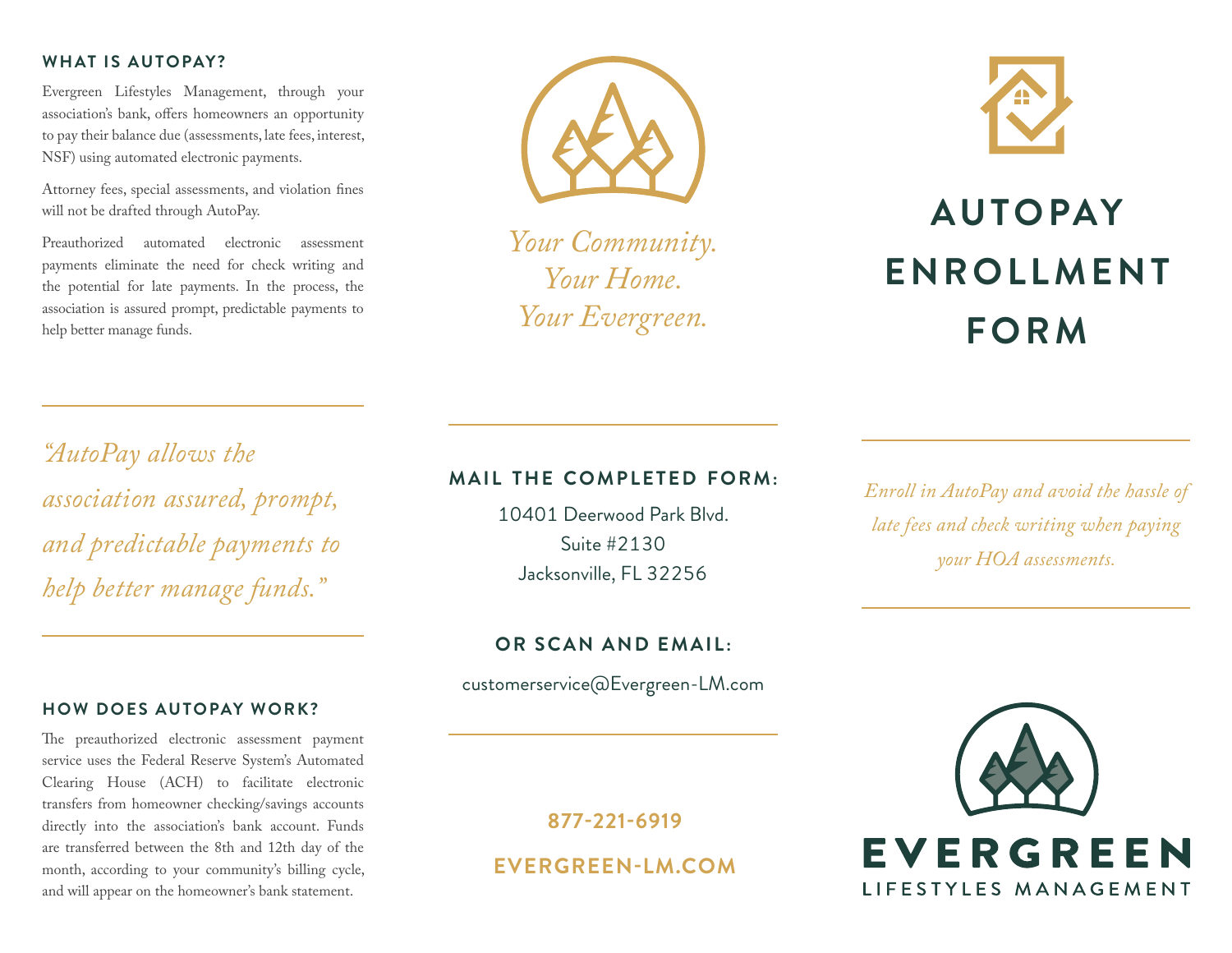## WHAT IS AUTOPAY?

Evergreen Lifestyles Management, through your association's bank, offers homeowners an opportunity to pay their balance due (assessments, late fees, interest, NSF) using automated electronic payments.

Attorney fees, special assessments, and violation fines will not be drafted through AutoPay.

Preauthorized automated electronic assessment payments eliminate the need for check writing and the potential for late payments. In the process, the association is assured prompt, predictable payments to help better manage funds.

---

*"AutoPay allows the association assured, prompt, and predictable payments to help better manage funds."*

---

## HOW DOES AUTOPAY WORK?

The preauthorized electronic assessment payment service uses the Federal Reserve System's Automated Clearing House (ACH) to facilitate electronic transfers from homeowner checking/savings accounts directly into the association's bank account. Funds are transferred between the 8th and 12th day of the month, according to your community's billing cycle, and will appear on the homeowner's bank statement.

*Your Community.*
*Your Home.*
*Your Evergreen.*

---

## MAIL THE COMPLETED FORM:

10401 Deerwood Park Blvd.
Suite #2130
Jacksonville, FL 32256

## OR SCAN AND EMAIL:

customerservice@Evergreen-LM.com

---

**877-221-6919**

**EVERGREEN-LM.COM**

# AUTOPAY ENROLLMENT FORM

---

*Enroll in AutoPay and avoid the hassle of late fees and check writing when paying your HOA assessments.*

---

**EVERGREEN**
LIFESTYLES MANAGEMENT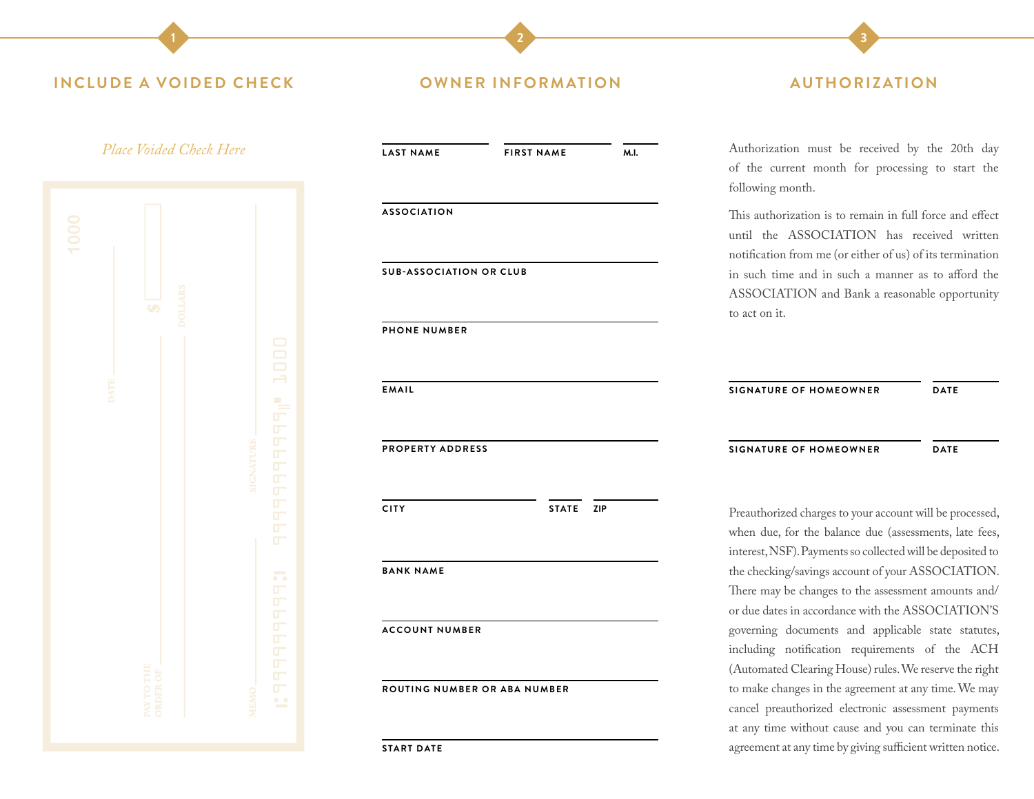## 1 INCLUDE A VOIDED CHECK

*Place Voided Check Here*

## 2 OWNER INFORMATION

LAST NAME | FIRST NAME | M.I.

ASSOCIATION

SUB-ASSOCIATION OR CLUB

PHONE NUMBER

EMAIL

PROPERTY ADDRESS

CITY | STATE | ZIP

BANK NAME

ACCOUNT NUMBER

ROUTING NUMBER OR ABA NUMBER

START DATE

## 3 AUTHORIZATION

Authorization must be received by the 20th day of the current month for processing to start the following month.

This authorization is to remain in full force and effect until the ASSOCIATION has received written notification from me (or either of us) of its termination in such time and in such a manner as to afford the ASSOCIATION and Bank a reasonable opportunity to act on it.

SIGNATURE OF HOMEOWNER | DATE

SIGNATURE OF HOMEOWNER | DATE

Preauthorized charges to your account will be processed, when due, for the balance due (assessments, late fees, interest, NSF). Payments so collected will be deposited to the checking/savings account of your ASSOCIATION. There may be changes to the assessment amounts and/or due dates in accordance with the ASSOCIATION'S governing documents and applicable state statutes, including notification requirements of the ACH (Automated Clearing House) rules. We reserve the right to make changes in the agreement at any time. We may cancel preauthorized electronic assessment payments at any time without cause and you can terminate this agreement at any time by giving sufficient written notice.